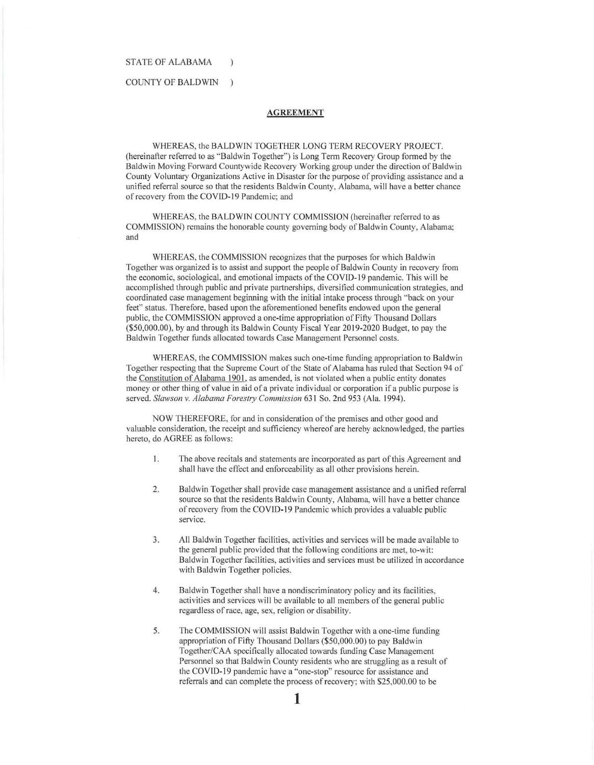STATE OF ALABAMA )

COUNTY OF BALDWIN )

**AGREEMENT**

WHEREAS, the BALDWIN TOGETHER LONG TERM RECOVERY PROJECT. (hereinafter referred to as "Baldwin Together") is Long Term Recovery Group formed by the Baldwin Moving Forward Countywide Recovery Working group under the direction of Baldwin County Voluntary Organizations Active in Disaster for the purpose of providing assistance and a unified referral source so that the residents Baldwin County, Alabama, will have a better chance of recovery from the COVID-19 Pandemic; and

WHEREAS, the BALDWIN COUNTY COMMISSION (hereinafter referred to as COMMISSION) remains the honorable county governing body of Baldwin County, Alabama; and

WHEREAS, the COMMISSION recognizes that the purposes for which Baldwin Together was organized is to assist and support the people of Baldwin County in recovery from the economic, sociological, and emotional impacts of the COVID-19 pandemic. This will be accomplished through public and private partnerships, diversified communication strategies, and coordinated case management beginning with the initial intake process through "back on your feet" status. Therefore, based upon the aforementioned benefits endowed upon the general public, the COMMISSION approved a one-time appropriation of Fifty Thousand Dollars ($50,000.00), by and through its Baldwin County Fiscal Year 2019-2020 Budget, to pay the Baldwin Together funds allocated towards Case Management Personnel costs.

WHEREAS, the COMMISSION makes such one-time funding appropriation to Baldwin Together respecting that the Supreme Court of the State of Alabama has ruled that Section 94 of the Constitution of Alabama 1901, as amended, is not violated when a public entity donates money or other thing of value in aid of a private individual or corporation if a public purpose is served. *Slawson v. Alabama Forestry Commission* 631 So. 2nd 953 (Ala. 1994).

NOW THEREFORE, for and in consideration of the premises and other good and valuable consideration, the receipt and sufficiency whereof are hereby acknowledged, the parties hereto, do AGREE as follows:

1. The above recitals and statements are incorporated as part of this Agreement and shall have the effect and enforceability as all other provisions herein.

2. Baldwin Together shall provide case management assistance and a unified referral source so that the residents Baldwin County, Alabama, will have a better chance of recovery from the COVID-19 Pandemic which provides a valuable public service.

3. All Baldwin Together facilities, activities and services will be made available to the general public provided that the following conditions are met, to-wit: Baldwin Together facilities, activities and services must be utilized in accordance with Baldwin Together policies.

4. Baldwin Together shall have a nondiscriminatory policy and its facilities, activities and services will be available to all members of the general public regardless of race, age, sex, religion or disability.

5. The COMMISSION will assist Baldwin Together with a one-time funding appropriation of Fifty Thousand Dollars ($50,000.00) to pay Baldwin Together/CAA specifically allocated towards funding Case Management Personnel so that Baldwin County residents who are struggling as a result of the COVID-19 pandemic have a "one-stop" resource for assistance and referrals and can complete the process of recovery; with $25,000.00 to be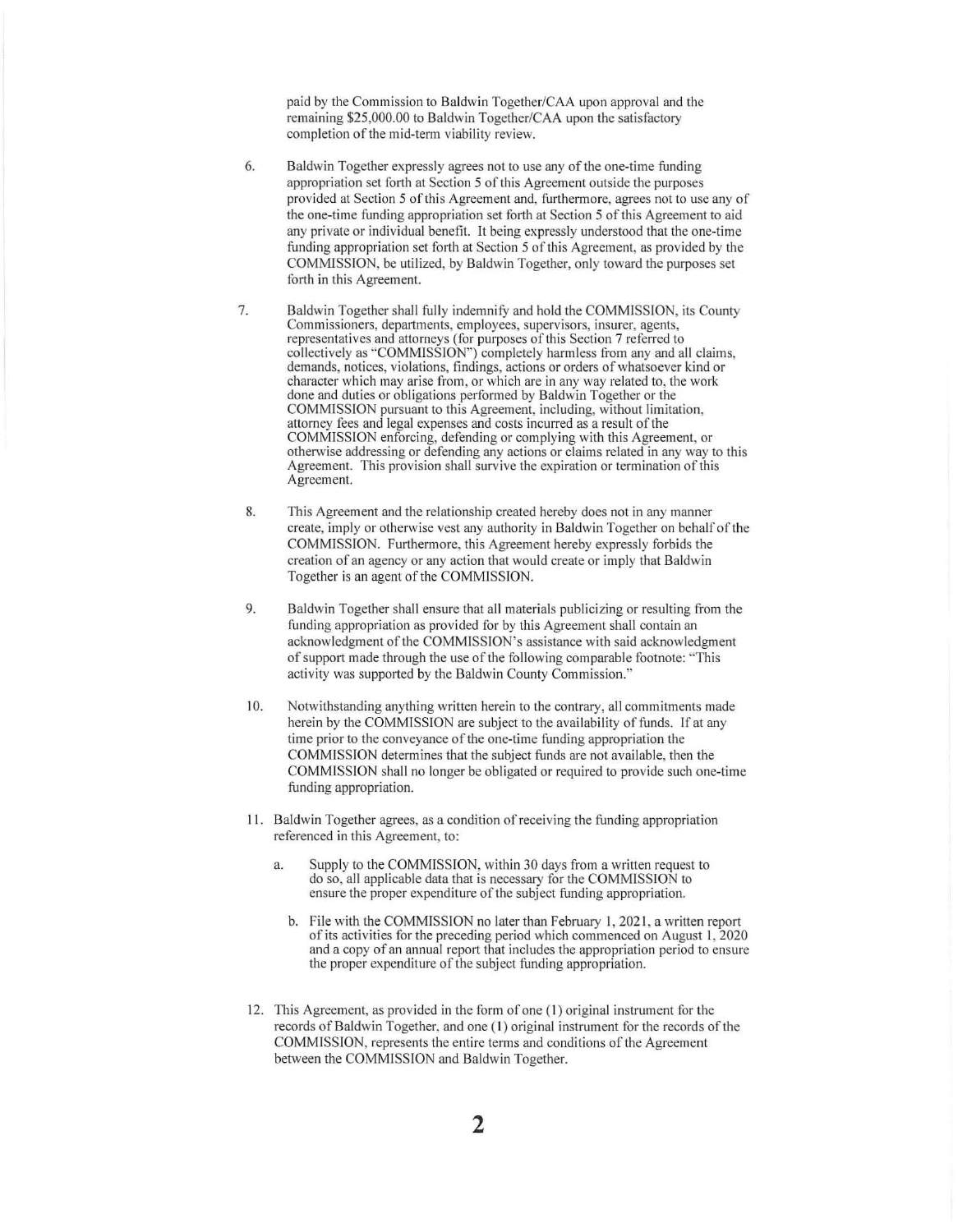paid by the Commission to Baldwin Together/CAA upon approval and the remaining $25,000.00 to Baldwin Together/CAA upon the satisfactory completion of the mid-term viability review.

6. Baldwin Together expressly agrees not to use any of the one-time funding appropriation set forth at Section 5 of this Agreement outside the purposes provided at Section 5 of this Agreement and, furthermore, agrees not to use any of the one-time funding appropriation set forth at Section 5 of this Agreement to aid any private or individual benefit. It being expressly understood that the one-time funding appropriation set forth at Section 5 of this Agreement, as provided by the COMMISSION, be utilized, by Baldwin Together, only toward the purposes set forth in this Agreement.

7. Baldwin Together shall fully indemnify and hold the COMMISSION, its County Commissioners, departments, employees, supervisors, insurer, agents, representatives and attorneys (for purposes of this Section 7 referred to collectively as "COMMISSION") completely harmless from any and all claims, demands, notices, violations, findings, actions or orders of whatsoever kind or character which may arise from, or which are in any way related to, the work done and duties or obligations performed by Baldwin Together or the COMMISSION pursuant to this Agreement, including, without limitation, attorney fees and legal expenses and costs incurred as a result of the COMMISSION enforcing, defending or complying with this Agreement, or otherwise addressing or defending any actions or claims related in any way to this Agreement. This provision shall survive the expiration or termination of this Agreement.

8. This Agreement and the relationship created hereby does not in any manner create, imply or otherwise vest any authority in Baldwin Together on behalf of the COMMISSION. Furthermore, this Agreement hereby expressly forbids the creation of an agency or any action that would create or imply that Baldwin Together is an agent of the COMMISSION.

9. Baldwin Together shall ensure that all materials publicizing or resulting from the funding appropriation as provided for by this Agreement shall contain an acknowledgment of the COMMISSION's assistance with said acknowledgment of support made through the use of the following comparable footnote: "This activity was supported by the Baldwin County Commission."

10. Notwithstanding anything written herein to the contrary, all commitments made herein by the COMMISSION are subject to the availability of funds. If at any time prior to the conveyance of the one-time funding appropriation the COMMISSION determines that the subject funds are not available, then the COMMISSION shall no longer be obligated or required to provide such one-time funding appropriation.

11. Baldwin Together agrees, as a condition of receiving the funding appropriation referenced in this Agreement, to:

    a. Supply to the COMMISSION, within 30 days from a written request to do so, all applicable data that is necessary for the COMMISSION to ensure the proper expenditure of the subject funding appropriation.

    b. File with the COMMISSION no later than February 1, 2021, a written report of its activities for the preceding period which commenced on August 1, 2020 and a copy of an annual report that includes the appropriation period to ensure the proper expenditure of the subject funding appropriation.

12. This Agreement, as provided in the form of one (1) original instrument for the records of Baldwin Together, and one (1) original instrument for the records of the COMMISSION, represents the entire terms and conditions of the Agreement between the COMMISSION and Baldwin Together.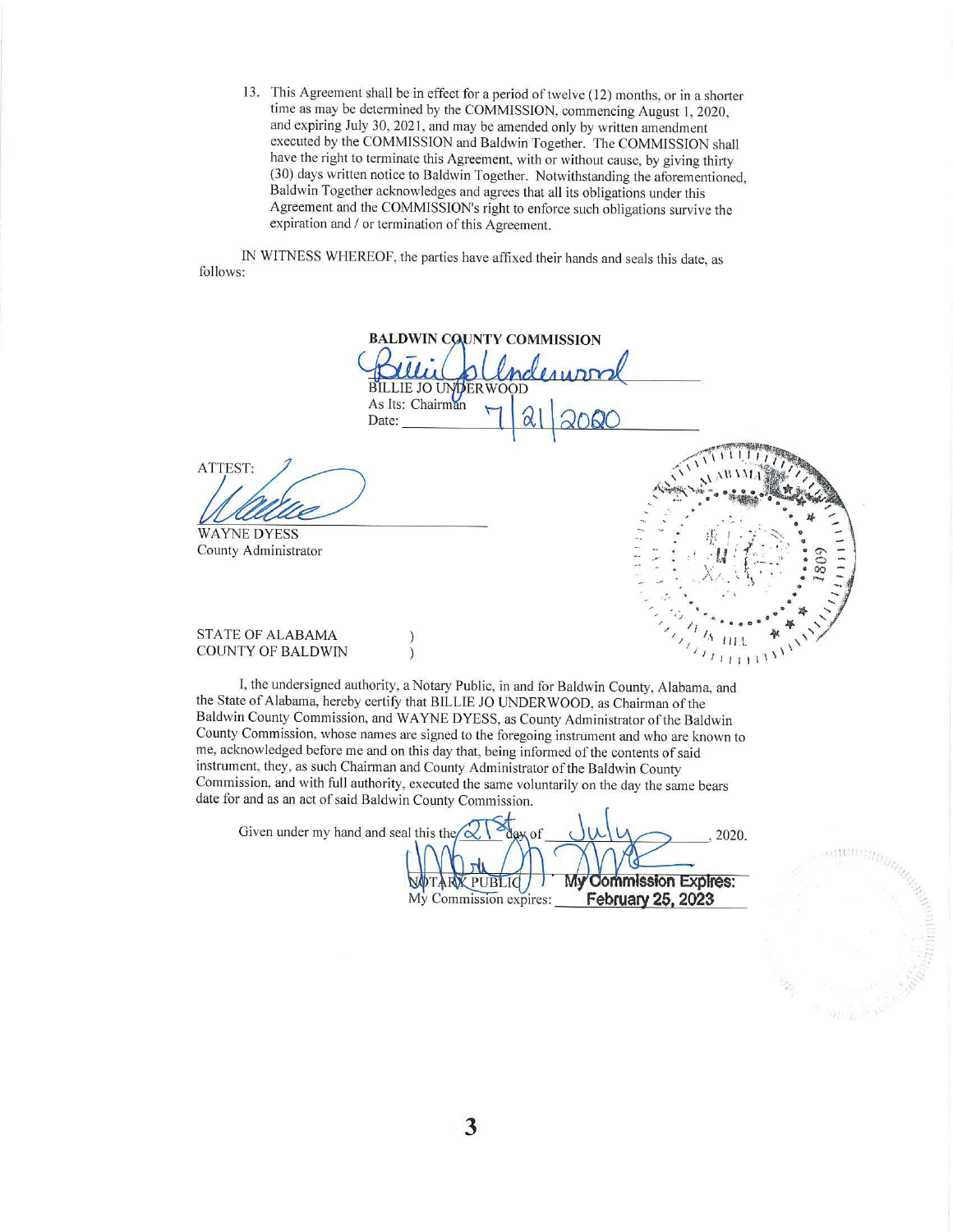13. This Agreement shall be in effect for a period of twelve (12) months, or in a shorter time as may be determined by the COMMISSION, commencing August 1, 2020, and expiring July 30, 2021, and may be amended only by written amendment executed by the COMMISSION and Baldwin Together. The COMMISSION shall have the right to terminate this Agreement, with or without cause, by giving thirty (30) days written notice to Baldwin Together. Notwithstanding the aforementioned, Baldwin Together acknowledges and agrees that all its obligations under this Agreement and the COMMISSION's right to enforce such obligations survive the expiration and / or termination of this Agreement.

IN WITNESS WHEREOF, the parties have affixed their hands and seals this date, as follows:

**BALDWIN COUNTY COMMISSION**

BILLIE JO UNDERWOOD
As Its: Chairman
Date: 7/21/2020

ATTEST:

WAYNE DYESS
County Administrator

STATE OF ALABAMA )
COUNTY OF BALDWIN )

I, the undersigned authority, a Notary Public, in and for Baldwin County, Alabama, and the State of Alabama, hereby certify that BILLIE JO UNDERWOOD, as Chairman of the Baldwin County Commission, and WAYNE DYESS, as County Administrator of the Baldwin County Commission, whose names are signed to the foregoing instrument and who are known to me, acknowledged before me and on this day that, being informed of the contents of said instrument, they, as such Chairman and County Administrator of the Baldwin County Commission, and with full authority, executed the same voluntarily on the day the same bears date for and as an act of said Baldwin County Commission.

Given under my hand and seal this the 21st day of July, 2020.

NOTARY PUBLIC
My Commission expires: **My Commission Expires: February 25, 2023**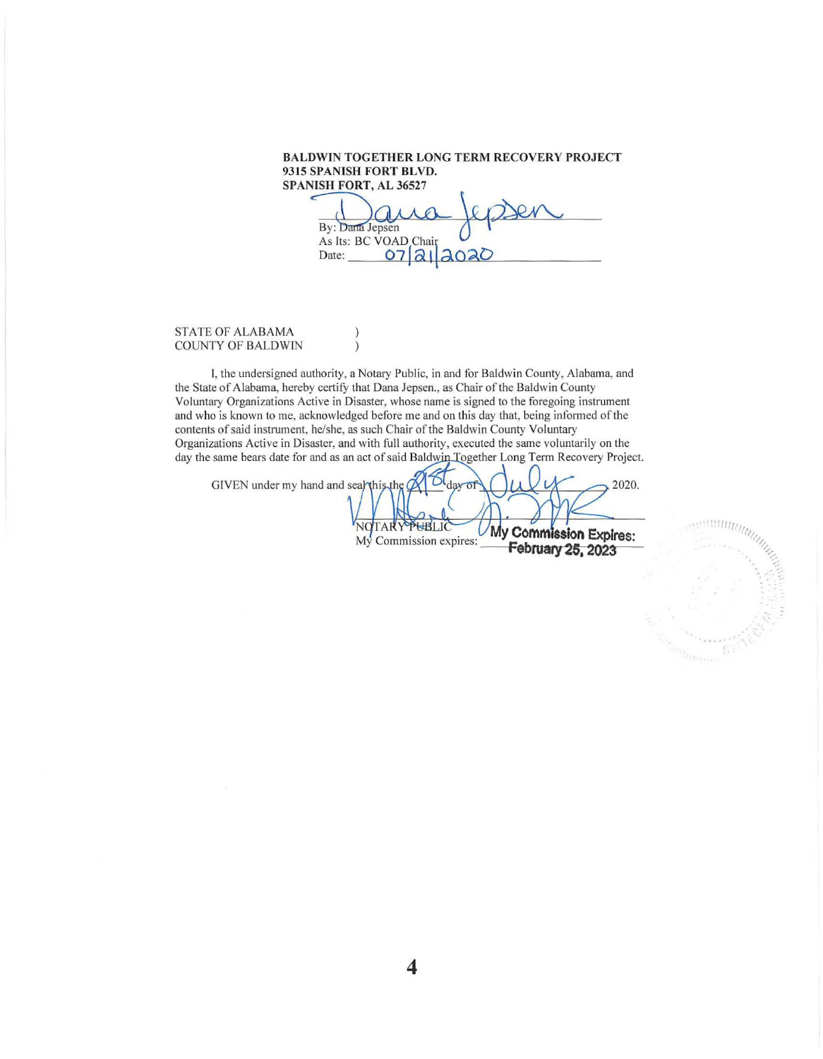**BALDWIN TOGETHER LONG TERM RECOVERY PROJECT**
**9315 SPANISH FORT BLVD.**
**SPANISH FORT, AL 36527**

Dana Jepsen
By: Dana Jepsen
As Its: BC VOAD Chair
Date: 07/21/2020

STATE OF ALABAMA )
COUNTY OF BALDWIN )

I, the undersigned authority, a Notary Public, in and for Baldwin County, Alabama, and the State of Alabama, hereby certify that Dana Jepsen., as Chair of the Baldwin County Voluntary Organizations Active in Disaster, whose name is signed to the foregoing instrument and who is known to me, acknowledged before me and on this day that, being informed of the contents of said instrument, he/she, as such Chair of the Baldwin County Voluntary Organizations Active in Disaster, and with full authority, executed the same voluntarily on the day the same bears date for and as an act of said Baldwin Together Long Term Recovery Project.

GIVEN under my hand and seal this the 21st day of July 2020.

NOTARY PUBLIC
My Commission expires: My Commission Expires: February 25, 2023